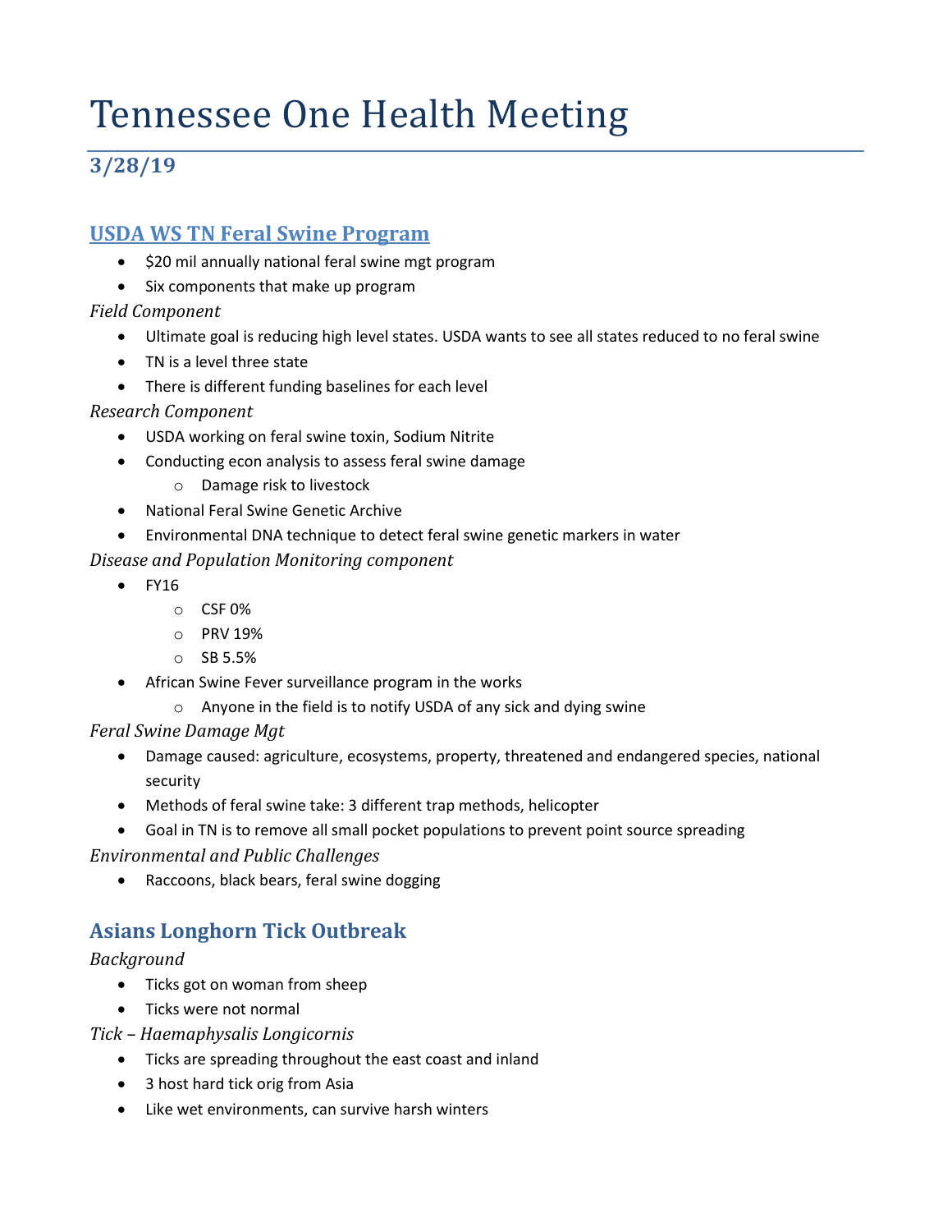# Tennessee One Health Meeting

## 3/28/19

### USDA WS TN Feral Swine Program

- $20 mil annually national feral swine mgt program
- Six components that make up program

*Field Component*

- Ultimate goal is reducing high level states. USDA wants to see all states reduced to no feral swine
- TN is a level three state
- There is different funding baselines for each level

*Research Component*

- USDA working on feral swine toxin, Sodium Nitrite
- Conducting econ analysis to assess feral swine damage
  - Damage risk to livestock
- National Feral Swine Genetic Archive
- Environmental DNA technique to detect feral swine genetic markers in water

*Disease and Population Monitoring component*

- FY16
  - CSF 0%
  - PRV 19%
  - SB 5.5%
- African Swine Fever surveillance program in the works
  - Anyone in the field is to notify USDA of any sick and dying swine

*Feral Swine Damage Mgt*

- Damage caused: agriculture, ecosystems, property, threatened and endangered species, national security
- Methods of feral swine take: 3 different trap methods, helicopter
- Goal in TN is to remove all small pocket populations to prevent point source spreading

*Environmental and Public Challenges*

- Raccoons, black bears, feral swine dogging

### Asians Longhorn Tick Outbreak

*Background*

- Ticks got on woman from sheep
- Ticks were not normal

*Tick – Haemaphysalis Longicornis*

- Ticks are spreading throughout the east coast and inland
- 3 host hard tick orig from Asia
- Like wet environments, can survive harsh winters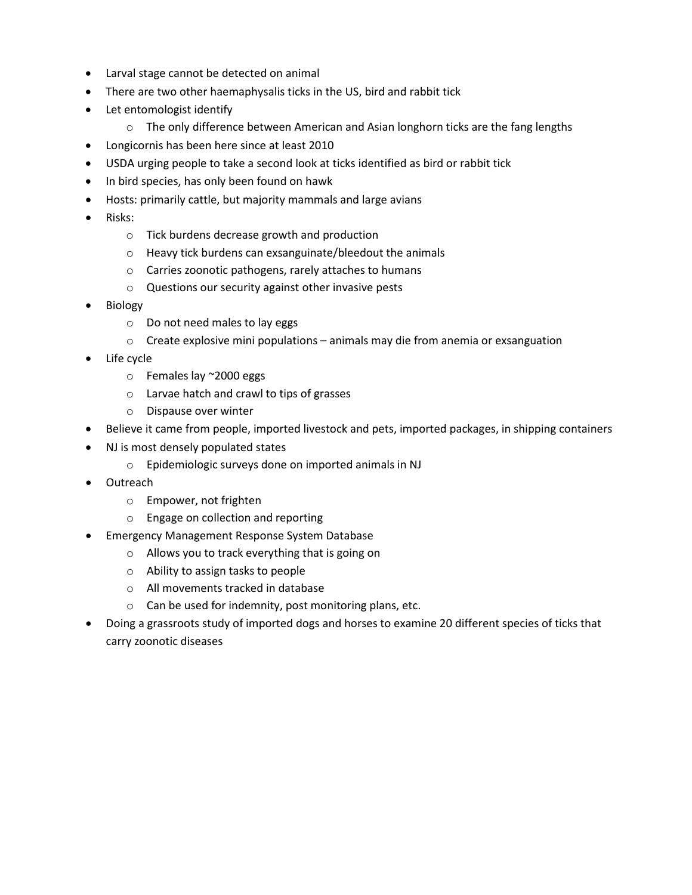- Larval stage cannot be detected on animal
- There are two other haemaphysalis ticks in the US, bird and rabbit tick
- Let entomologist identify
  - The only difference between American and Asian longhorn ticks are the fang lengths
- Longicornis has been here since at least 2010
- USDA urging people to take a second look at ticks identified as bird or rabbit tick
- In bird species, has only been found on hawk
- Hosts: primarily cattle, but majority mammals and large avians
- Risks:
  - Tick burdens decrease growth and production
  - Heavy tick burdens can exsanguinate/bleedout the animals
  - Carries zoonotic pathogens, rarely attaches to humans
  - Questions our security against other invasive pests
- Biology
  - Do not need males to lay eggs
  - Create explosive mini populations – animals may die from anemia or exsanguation
- Life cycle
  - Females lay ~2000 eggs
  - Larvae hatch and crawl to tips of grasses
  - Dispause over winter
- Believe it came from people, imported livestock and pets, imported packages, in shipping containers
- NJ is most densely populated states
  - Epidemiologic surveys done on imported animals in NJ
- Outreach
  - Empower, not frighten
  - Engage on collection and reporting
- Emergency Management Response System Database
  - Allows you to track everything that is going on
  - Ability to assign tasks to people
  - All movements tracked in database
  - Can be used for indemnity, post monitoring plans, etc.
- Doing a grassroots study of imported dogs and horses to examine 20 different species of ticks that carry zoonotic diseases